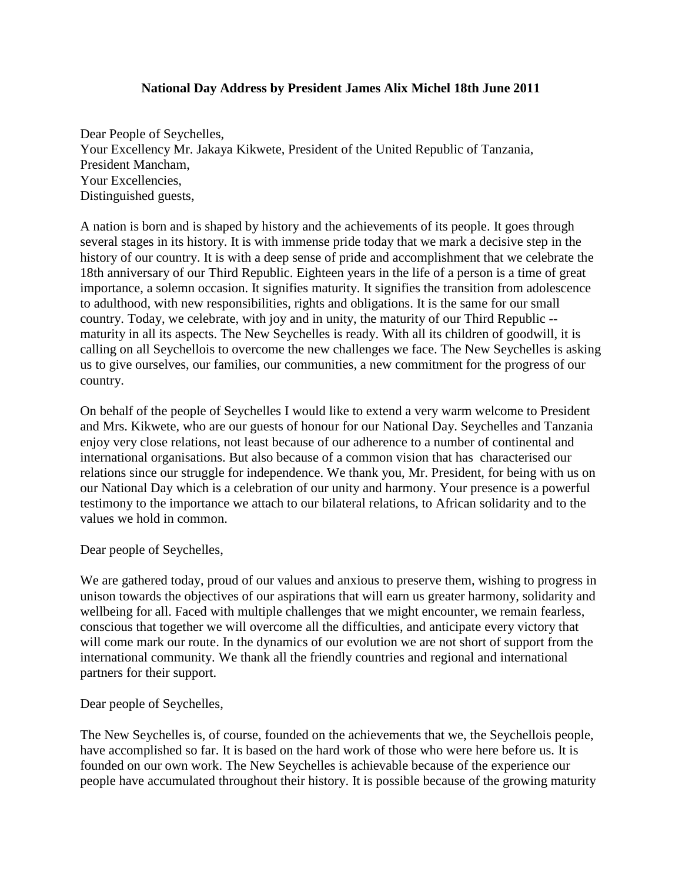**National Day Address by President James Alix Michel 18th June 2011**

Dear People of Seychelles,
Your Excellency Mr. Jakaya Kikwete, President of the United Republic of Tanzania,
President Mancham,
Your Excellencies,
Distinguished guests,

A nation is born and is shaped by history and the achievements of its people. It goes through several stages in its history. It is with immense pride today that we mark a decisive step in the history of our country. It is with a deep sense of pride and accomplishment that we celebrate the 18th anniversary of our Third Republic. Eighteen years in the life of a person is a time of great importance, a solemn occasion. It signifies maturity. It signifies the transition from adolescence to adulthood, with new responsibilities, rights and obligations. It is the same for our small country. Today, we celebrate, with joy and in unity, the maturity of our Third Republic -- maturity in all its aspects. The New Seychelles is ready. With all its children of goodwill, it is calling on all Seychellois to overcome the new challenges we face. The New Seychelles is asking us to give ourselves, our families, our communities, a new commitment for the progress of our country.

On behalf of the people of Seychelles I would like to extend a very warm welcome to President and Mrs. Kikwete, who are our guests of honour for our National Day. Seychelles and Tanzania enjoy very close relations, not least because of our adherence to a number of continental and international organisations. But also because of a common vision that has characterised our relations since our struggle for independence. We thank you, Mr. President, for being with us on our National Day which is a celebration of our unity and harmony. Your presence is a powerful testimony to the importance we attach to our bilateral relations, to African solidarity and to the values we hold in common.

Dear people of Seychelles,

We are gathered today, proud of our values and anxious to preserve them, wishing to progress in unison towards the objectives of our aspirations that will earn us greater harmony, solidarity and wellbeing for all. Faced with multiple challenges that we might encounter, we remain fearless, conscious that together we will overcome all the difficulties, and anticipate every victory that will come mark our route. In the dynamics of our evolution we are not short of support from the international community. We thank all the friendly countries and regional and international partners for their support.

Dear people of Seychelles,

The New Seychelles is, of course, founded on the achievements that we, the Seychellois people, have accomplished so far. It is based on the hard work of those who were here before us. It is founded on our own work. The New Seychelles is achievable because of the experience our people have accumulated throughout their history. It is possible because of the growing maturity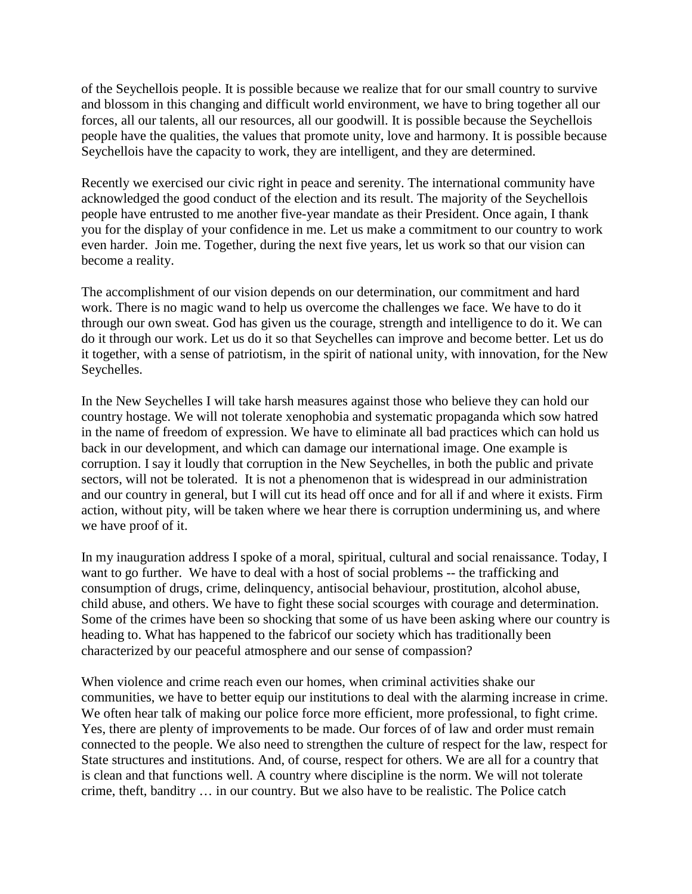of the Seychellois people. It is possible because we realize that for our small country to survive and blossom in this changing and difficult world environment, we have to bring together all our forces, all our talents, all our resources, all our goodwill. It is possible because the Seychellois people have the qualities, the values that promote unity, love and harmony. It is possible because Seychellois have the capacity to work, they are intelligent, and they are determined.

Recently we exercised our civic right in peace and serenity. The international community have acknowledged the good conduct of the election and its result. The majority of the Seychellois people have entrusted to me another five-year mandate as their President. Once again, I thank you for the display of your confidence in me. Let us make a commitment to our country to work even harder. Join me. Together, during the next five years, let us work so that our vision can become a reality.

The accomplishment of our vision depends on our determination, our commitment and hard work. There is no magic wand to help us overcome the challenges we face. We have to do it through our own sweat. God has given us the courage, strength and intelligence to do it. We can do it through our work. Let us do it so that Seychelles can improve and become better. Let us do it together, with a sense of patriotism, in the spirit of national unity, with innovation, for the New Seychelles.

In the New Seychelles I will take harsh measures against those who believe they can hold our country hostage. We will not tolerate xenophobia and systematic propaganda which sow hatred in the name of freedom of expression. We have to eliminate all bad practices which can hold us back in our development, and which can damage our international image. One example is corruption. I say it loudly that corruption in the New Seychelles, in both the public and private sectors, will not be tolerated. It is not a phenomenon that is widespread in our administration and our country in general, but I will cut its head off once and for all if and where it exists. Firm action, without pity, will be taken where we hear there is corruption undermining us, and where we have proof of it.

In my inauguration address I spoke of a moral, spiritual, cultural and social renaissance. Today, I want to go further. We have to deal with a host of social problems -- the trafficking and consumption of drugs, crime, delinquency, antisocial behaviour, prostitution, alcohol abuse, child abuse, and others. We have to fight these social scourges with courage and determination. Some of the crimes have been so shocking that some of us have been asking where our country is heading to. What has happened to the fabricof our society which has traditionally been characterized by our peaceful atmosphere and our sense of compassion?

When violence and crime reach even our homes, when criminal activities shake our communities, we have to better equip our institutions to deal with the alarming increase in crime. We often hear talk of making our police force more efficient, more professional, to fight crime. Yes, there are plenty of improvements to be made. Our forces of of law and order must remain connected to the people. We also need to strengthen the culture of respect for the law, respect for State structures and institutions. And, of course, respect for others. We are all for a country that is clean and that functions well. A country where discipline is the norm. We will not tolerate crime, theft, banditry … in our country. But we also have to be realistic. The Police catch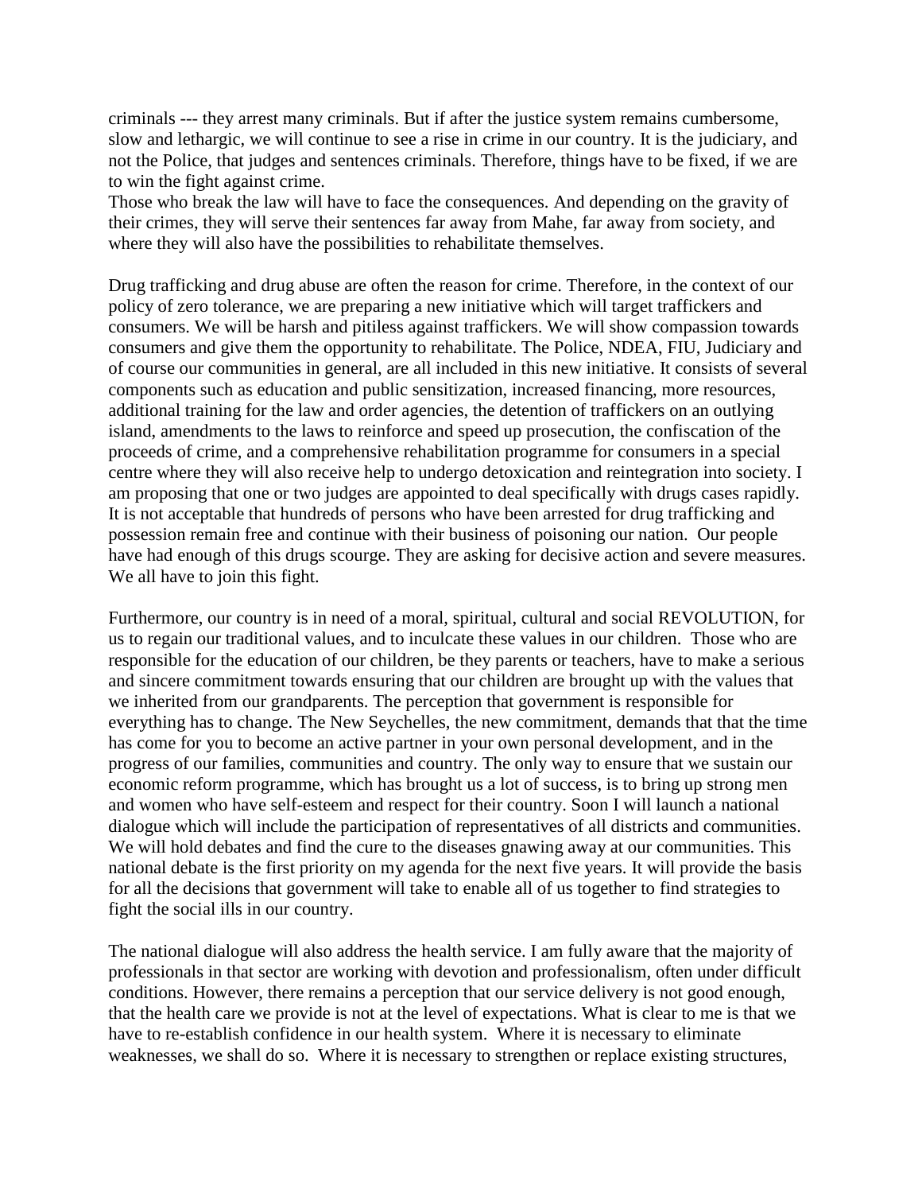criminals --- they arrest many criminals. But if after the justice system remains cumbersome, slow and lethargic, we will continue to see a rise in crime in our country. It is the judiciary, and not the Police, that judges and sentences criminals. Therefore, things have to be fixed, if we are to win the fight against crime.

Those who break the law will have to face the consequences. And depending on the gravity of their crimes, they will serve their sentences far away from Mahe, far away from society, and where they will also have the possibilities to rehabilitate themselves.

Drug trafficking and drug abuse are often the reason for crime. Therefore, in the context of our policy of zero tolerance, we are preparing a new initiative which will target traffickers and consumers. We will be harsh and pitiless against traffickers. We will show compassion towards consumers and give them the opportunity to rehabilitate. The Police, NDEA, FIU, Judiciary and of course our communities in general, are all included in this new initiative. It consists of several components such as education and public sensitization, increased financing, more resources, additional training for the law and order agencies, the detention of traffickers on an outlying island, amendments to the laws to reinforce and speed up prosecution, the confiscation of the proceeds of crime, and a comprehensive rehabilitation programme for consumers in a special centre where they will also receive help to undergo detoxication and reintegration into society. I am proposing that one or two judges are appointed to deal specifically with drugs cases rapidly. It is not acceptable that hundreds of persons who have been arrested for drug trafficking and possession remain free and continue with their business of poisoning our nation. Our people have had enough of this drugs scourge. They are asking for decisive action and severe measures. We all have to join this fight.

Furthermore, our country is in need of a moral, spiritual, cultural and social REVOLUTION, for us to regain our traditional values, and to inculcate these values in our children. Those who are responsible for the education of our children, be they parents or teachers, have to make a serious and sincere commitment towards ensuring that our children are brought up with the values that we inherited from our grandparents. The perception that government is responsible for everything has to change. The New Seychelles, the new commitment, demands that that the time has come for you to become an active partner in your own personal development, and in the progress of our families, communities and country. The only way to ensure that we sustain our economic reform programme, which has brought us a lot of success, is to bring up strong men and women who have self-esteem and respect for their country. Soon I will launch a national dialogue which will include the participation of representatives of all districts and communities. We will hold debates and find the cure to the diseases gnawing away at our communities. This national debate is the first priority on my agenda for the next five years. It will provide the basis for all the decisions that government will take to enable all of us together to find strategies to fight the social ills in our country.

The national dialogue will also address the health service. I am fully aware that the majority of professionals in that sector are working with devotion and professionalism, often under difficult conditions. However, there remains a perception that our service delivery is not good enough, that the health care we provide is not at the level of expectations. What is clear to me is that we have to re-establish confidence in our health system. Where it is necessary to eliminate weaknesses, we shall do so. Where it is necessary to strengthen or replace existing structures,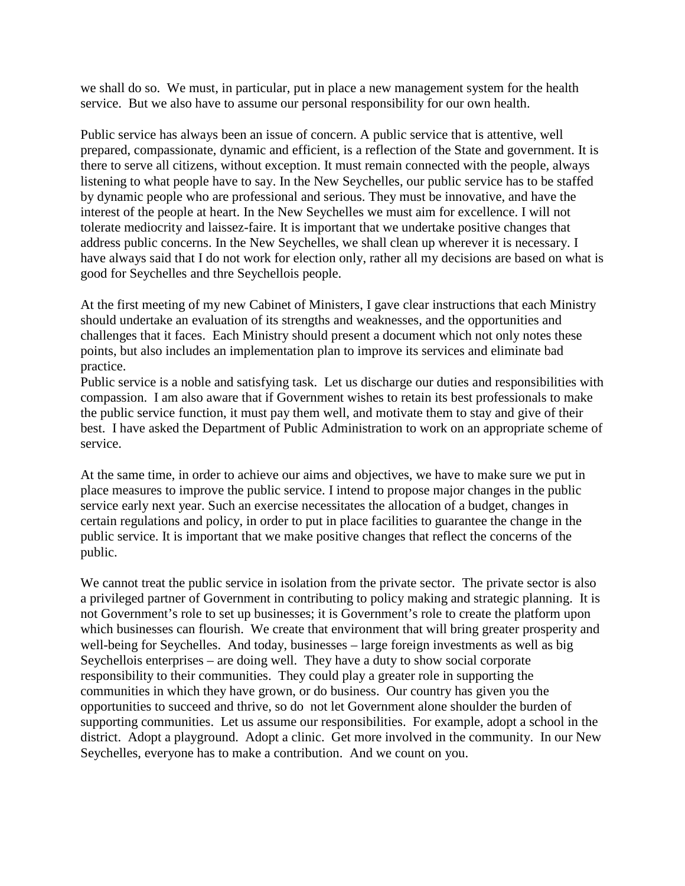we shall do so. We must, in particular, put in place a new management system for the health service. But we also have to assume our personal responsibility for our own health.

Public service has always been an issue of concern. A public service that is attentive, well prepared, compassionate, dynamic and efficient, is a reflection of the State and government. It is there to serve all citizens, without exception. It must remain connected with the people, always listening to what people have to say. In the New Seychelles, our public service has to be staffed by dynamic people who are professional and serious. They must be innovative, and have the interest of the people at heart. In the New Seychelles we must aim for excellence. I will not tolerate mediocrity and laissez-faire. It is important that we undertake positive changes that address public concerns. In the New Seychelles, we shall clean up wherever it is necessary. I have always said that I do not work for election only, rather all my decisions are based on what is good for Seychelles and thre Seychellois people.

At the first meeting of my new Cabinet of Ministers, I gave clear instructions that each Ministry should undertake an evaluation of its strengths and weaknesses, and the opportunities and challenges that it faces. Each Ministry should present a document which not only notes these points, but also includes an implementation plan to improve its services and eliminate bad practice.

Public service is a noble and satisfying task. Let us discharge our duties and responsibilities with compassion. I am also aware that if Government wishes to retain its best professionals to make the public service function, it must pay them well, and motivate them to stay and give of their best. I have asked the Department of Public Administration to work on an appropriate scheme of service.

At the same time, in order to achieve our aims and objectives, we have to make sure we put in place measures to improve the public service. I intend to propose major changes in the public service early next year. Such an exercise necessitates the allocation of a budget, changes in certain regulations and policy, in order to put in place facilities to guarantee the change in the public service. It is important that we make positive changes that reflect the concerns of the public.

We cannot treat the public service in isolation from the private sector. The private sector is also a privileged partner of Government in contributing to policy making and strategic planning. It is not Government's role to set up businesses; it is Government's role to create the platform upon which businesses can flourish. We create that environment that will bring greater prosperity and well-being for Seychelles. And today, businesses – large foreign investments as well as big Seychellois enterprises – are doing well. They have a duty to show social corporate responsibility to their communities. They could play a greater role in supporting the communities in which they have grown, or do business. Our country has given you the opportunities to succeed and thrive, so do not let Government alone shoulder the burden of supporting communities. Let us assume our responsibilities. For example, adopt a school in the district. Adopt a playground. Adopt a clinic. Get more involved in the community. In our New Seychelles, everyone has to make a contribution. And we count on you.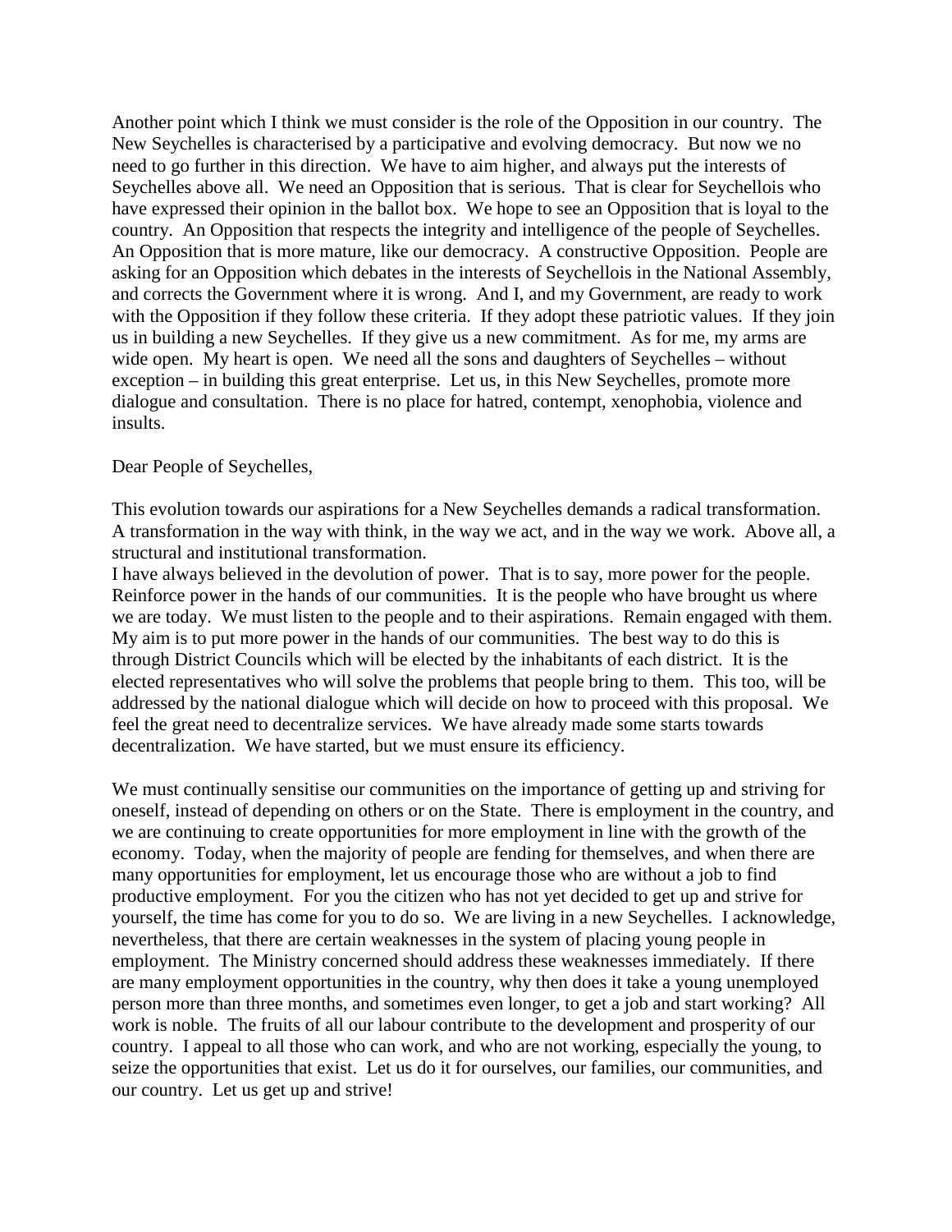Another point which I think we must consider is the role of the Opposition in our country. The New Seychelles is characterised by a participative and evolving democracy. But now we no need to go further in this direction. We have to aim higher, and always put the interests of Seychelles above all. We need an Opposition that is serious. That is clear for Seychellois who have expressed their opinion in the ballot box. We hope to see an Opposition that is loyal to the country. An Opposition that respects the integrity and intelligence of the people of Seychelles. An Opposition that is more mature, like our democracy. A constructive Opposition. People are asking for an Opposition which debates in the interests of Seychellois in the National Assembly, and corrects the Government where it is wrong. And I, and my Government, are ready to work with the Opposition if they follow these criteria. If they adopt these patriotic values. If they join us in building a new Seychelles. If they give us a new commitment. As for me, my arms are wide open. My heart is open. We need all the sons and daughters of Seychelles – without exception – in building this great enterprise. Let us, in this New Seychelles, promote more dialogue and consultation. There is no place for hatred, contempt, xenophobia, violence and insults.

Dear People of Seychelles,

This evolution towards our aspirations for a New Seychelles demands a radical transformation. A transformation in the way with think, in the way we act, and in the way we work. Above all, a structural and institutional transformation.

I have always believed in the devolution of power. That is to say, more power for the people. Reinforce power in the hands of our communities. It is the people who have brought us where we are today. We must listen to the people and to their aspirations. Remain engaged with them. My aim is to put more power in the hands of our communities. The best way to do this is through District Councils which will be elected by the inhabitants of each district. It is the elected representatives who will solve the problems that people bring to them. This too, will be addressed by the national dialogue which will decide on how to proceed with this proposal. We feel the great need to decentralize services. We have already made some starts towards decentralization. We have started, but we must ensure its efficiency.

We must continually sensitise our communities on the importance of getting up and striving for oneself, instead of depending on others or on the State. There is employment in the country, and we are continuing to create opportunities for more employment in line with the growth of the economy. Today, when the majority of people are fending for themselves, and when there are many opportunities for employment, let us encourage those who are without a job to find productive employment. For you the citizen who has not yet decided to get up and strive for yourself, the time has come for you to do so. We are living in a new Seychelles. I acknowledge, nevertheless, that there are certain weaknesses in the system of placing young people in employment. The Ministry concerned should address these weaknesses immediately. If there are many employment opportunities in the country, why then does it take a young unemployed person more than three months, and sometimes even longer, to get a job and start working? All work is noble. The fruits of all our labour contribute to the development and prosperity of our country. I appeal to all those who can work, and who are not working, especially the young, to seize the opportunities that exist. Let us do it for ourselves, our families, our communities, and our country. Let us get up and strive!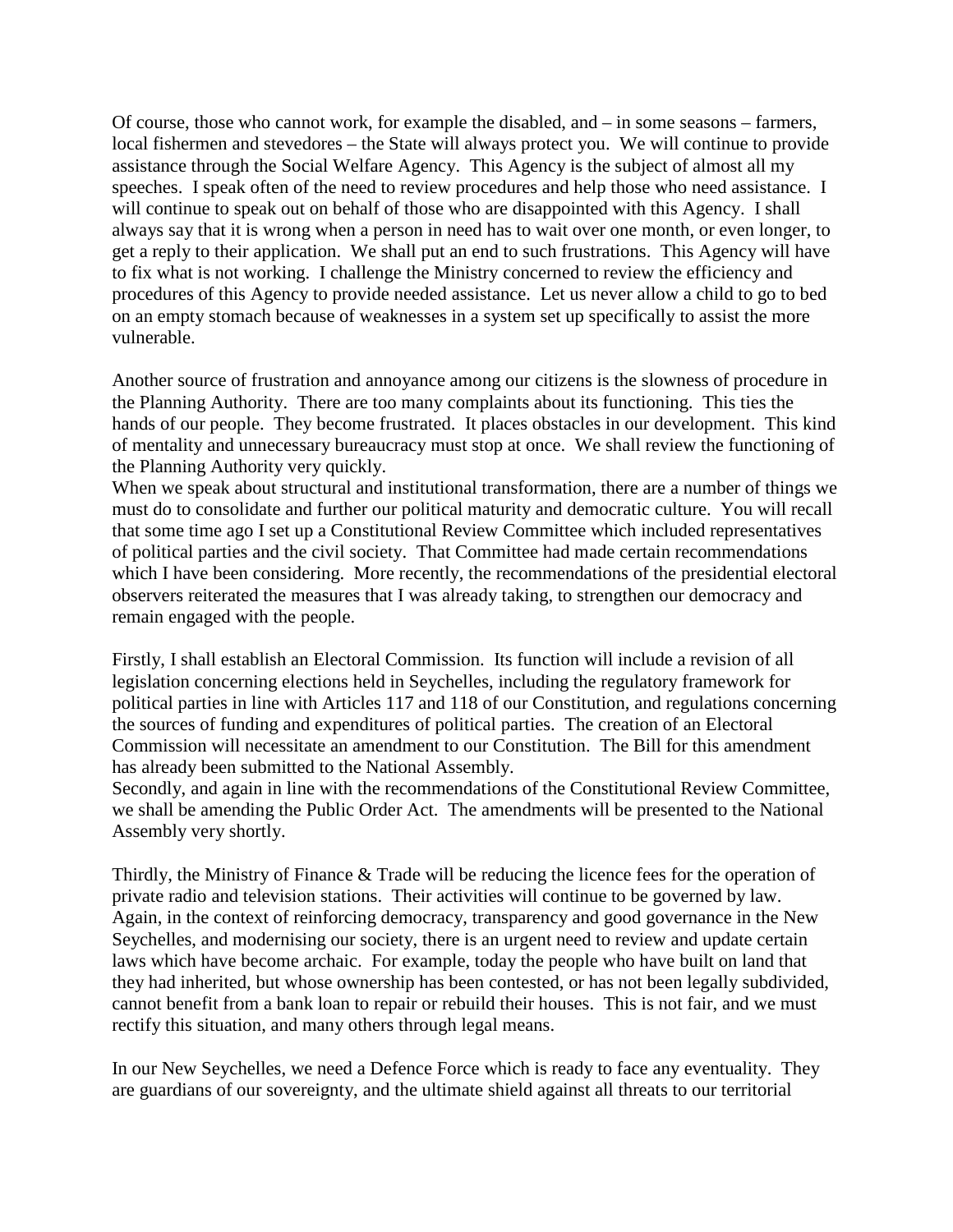Of course, those who cannot work, for example the disabled, and – in some seasons – farmers, local fishermen and stevedores – the State will always protect you. We will continue to provide assistance through the Social Welfare Agency. This Agency is the subject of almost all my speeches. I speak often of the need to review procedures and help those who need assistance. I will continue to speak out on behalf of those who are disappointed with this Agency. I shall always say that it is wrong when a person in need has to wait over one month, or even longer, to get a reply to their application. We shall put an end to such frustrations. This Agency will have to fix what is not working. I challenge the Ministry concerned to review the efficiency and procedures of this Agency to provide needed assistance. Let us never allow a child to go to bed on an empty stomach because of weaknesses in a system set up specifically to assist the more vulnerable.

Another source of frustration and annoyance among our citizens is the slowness of procedure in the Planning Authority. There are too many complaints about its functioning. This ties the hands of our people. They become frustrated. It places obstacles in our development. This kind of mentality and unnecessary bureaucracy must stop at once. We shall review the functioning of the Planning Authority very quickly.

When we speak about structural and institutional transformation, there are a number of things we must do to consolidate and further our political maturity and democratic culture. You will recall that some time ago I set up a Constitutional Review Committee which included representatives of political parties and the civil society. That Committee had made certain recommendations which I have been considering. More recently, the recommendations of the presidential electoral observers reiterated the measures that I was already taking, to strengthen our democracy and remain engaged with the people.

Firstly, I shall establish an Electoral Commission. Its function will include a revision of all legislation concerning elections held in Seychelles, including the regulatory framework for political parties in line with Articles 117 and 118 of our Constitution, and regulations concerning the sources of funding and expenditures of political parties. The creation of an Electoral Commission will necessitate an amendment to our Constitution. The Bill for this amendment has already been submitted to the National Assembly.

Secondly, and again in line with the recommendations of the Constitutional Review Committee, we shall be amending the Public Order Act. The amendments will be presented to the National Assembly very shortly.

Thirdly, the Ministry of Finance & Trade will be reducing the licence fees for the operation of private radio and television stations. Their activities will continue to be governed by law.

Again, in the context of reinforcing democracy, transparency and good governance in the New Seychelles, and modernising our society, there is an urgent need to review and update certain laws which have become archaic. For example, today the people who have built on land that they had inherited, but whose ownership has been contested, or has not been legally subdivided, cannot benefit from a bank loan to repair or rebuild their houses. This is not fair, and we must rectify this situation, and many others through legal means.

In our New Seychelles, we need a Defence Force which is ready to face any eventuality. They are guardians of our sovereignty, and the ultimate shield against all threats to our territorial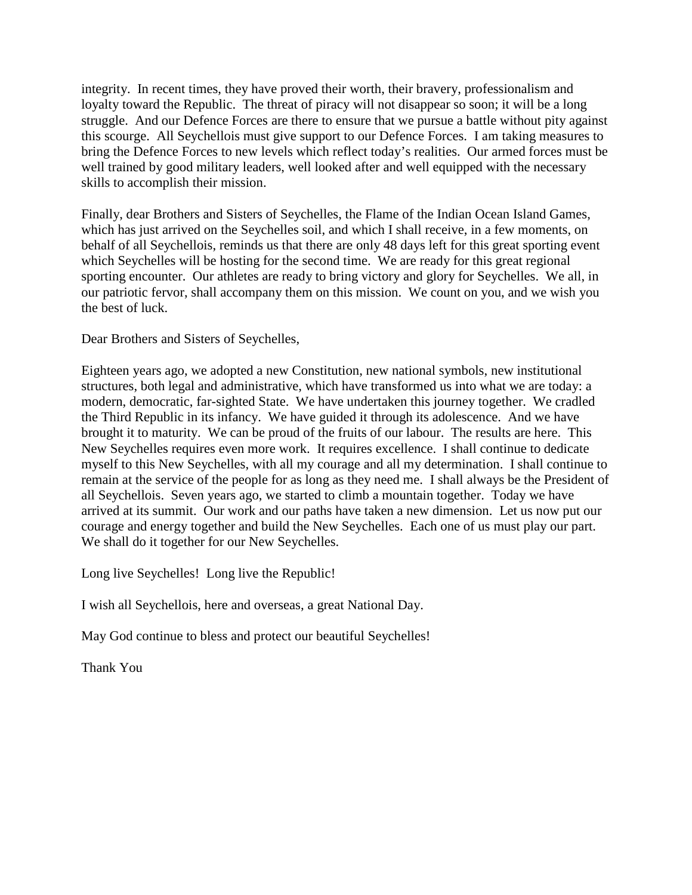integrity. In recent times, they have proved their worth, their bravery, professionalism and loyalty toward the Republic. The threat of piracy will not disappear so soon; it will be a long struggle. And our Defence Forces are there to ensure that we pursue a battle without pity against this scourge. All Seychellois must give support to our Defence Forces. I am taking measures to bring the Defence Forces to new levels which reflect today's realities. Our armed forces must be well trained by good military leaders, well looked after and well equipped with the necessary skills to accomplish their mission.

Finally, dear Brothers and Sisters of Seychelles, the Flame of the Indian Ocean Island Games, which has just arrived on the Seychelles soil, and which I shall receive, in a few moments, on behalf of all Seychellois, reminds us that there are only 48 days left for this great sporting event which Seychelles will be hosting for the second time. We are ready for this great regional sporting encounter. Our athletes are ready to bring victory and glory for Seychelles. We all, in our patriotic fervor, shall accompany them on this mission. We count on you, and we wish you the best of luck.

Dear Brothers and Sisters of Seychelles,

Eighteen years ago, we adopted a new Constitution, new national symbols, new institutional structures, both legal and administrative, which have transformed us into what we are today: a modern, democratic, far-sighted State. We have undertaken this journey together. We cradled the Third Republic in its infancy. We have guided it through its adolescence. And we have brought it to maturity. We can be proud of the fruits of our labour. The results are here. This New Seychelles requires even more work. It requires excellence. I shall continue to dedicate myself to this New Seychelles, with all my courage and all my determination. I shall continue to remain at the service of the people for as long as they need me. I shall always be the President of all Seychellois. Seven years ago, we started to climb a mountain together. Today we have arrived at its summit. Our work and our paths have taken a new dimension. Let us now put our courage and energy together and build the New Seychelles. Each one of us must play our part. We shall do it together for our New Seychelles.

Long live Seychelles! Long live the Republic!

I wish all Seychellois, here and overseas, a great National Day.

May God continue to bless and protect our beautiful Seychelles!

Thank You